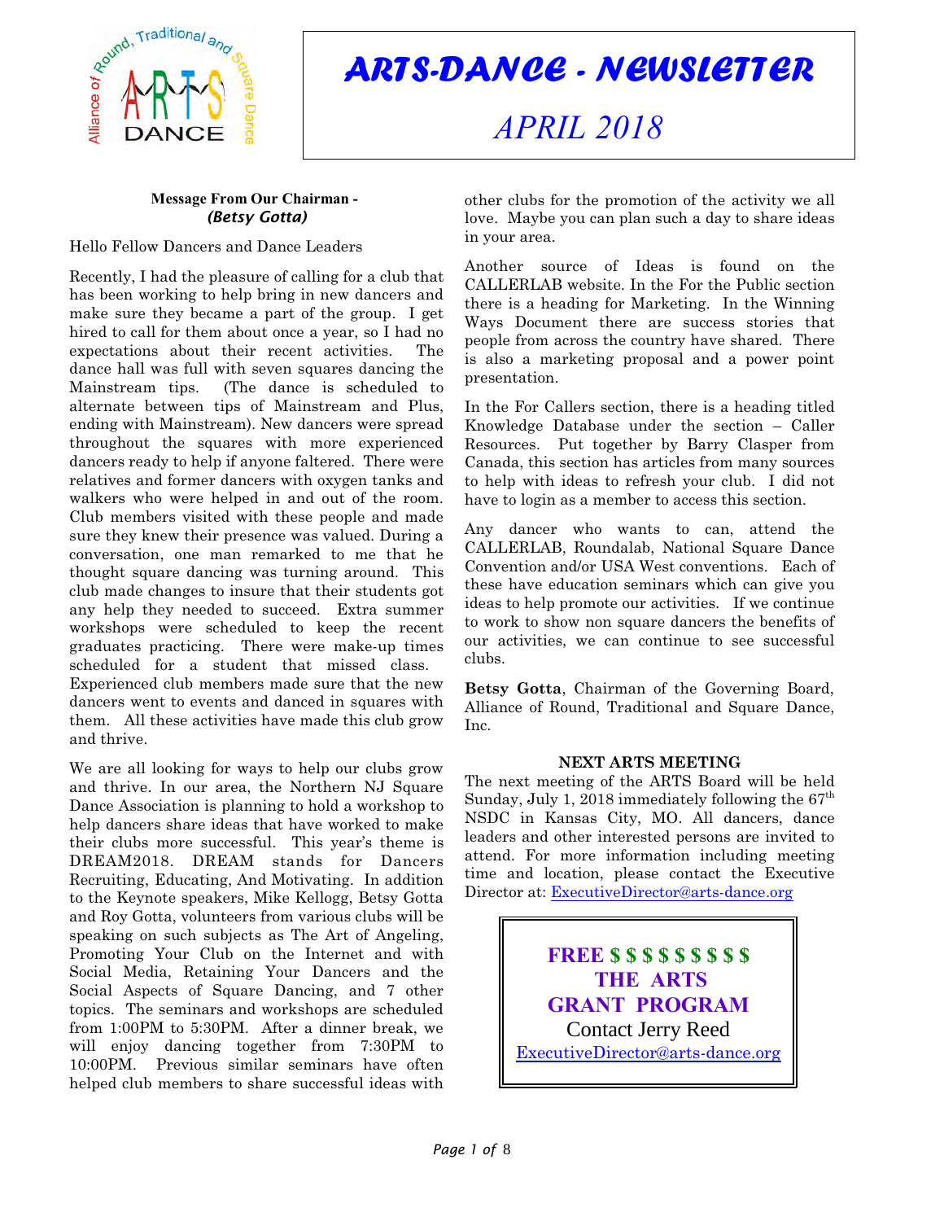# ARTS-DANCE - NEWSLETTER

## APRIL 2018

### Message From Our Chairman - *(Betsy Gotta)*

Hello Fellow Dancers and Dance Leaders

Recently, I had the pleasure of calling for a club that has been working to help bring in new dancers and make sure they became a part of the group. I get hired to call for them about once a year, so I had no expectations about their recent activities. The dance hall was full with seven squares dancing the Mainstream tips. (The dance is scheduled to alternate between tips of Mainstream and Plus, ending with Mainstream). New dancers were spread throughout the squares with more experienced dancers ready to help if anyone faltered. There were relatives and former dancers with oxygen tanks and walkers who were helped in and out of the room. Club members visited with these people and made sure they knew their presence was valued. During a conversation, one man remarked to me that he thought square dancing was turning around. This club made changes to insure that their students got any help they needed to succeed. Extra summer workshops were scheduled to keep the recent graduates practicing. There were make-up times scheduled for a student that missed class. Experienced club members made sure that the new dancers went to events and danced in squares with them. All these activities have made this club grow and thrive.

We are all looking for ways to help our clubs grow and thrive. In our area, the Northern NJ Square Dance Association is planning to hold a workshop to help dancers share ideas that have worked to make their clubs more successful. This year's theme is DREAM2018. DREAM stands for Dancers Recruiting, Educating, And Motivating. In addition to the Keynote speakers, Mike Kellogg, Betsy Gotta and Roy Gotta, volunteers from various clubs will be speaking on such subjects as The Art of Angeling, Promoting Your Club on the Internet and with Social Media, Retaining Your Dancers and the Social Aspects of Square Dancing, and 7 other topics. The seminars and workshops are scheduled from 1:00PM to 5:30PM. After a dinner break, we will enjoy dancing together from 7:30PM to 10:00PM. Previous similar seminars have often helped club members to share successful ideas with other clubs for the promotion of the activity we all love. Maybe you can plan such a day to share ideas in your area.

Another source of Ideas is found on the CALLERLAB website. In the For the Public section there is a heading for Marketing. In the Winning Ways Document there are success stories that people from across the country have shared. There is also a marketing proposal and a power point presentation.

In the For Callers section, there is a heading titled Knowledge Database under the section – Caller Resources. Put together by Barry Clasper from Canada, this section has articles from many sources to help with ideas to refresh your club. I did not have to login as a member to access this section.

Any dancer who wants to can, attend the CALLERLAB, Roundalab, National Square Dance Convention and/or USA West conventions. Each of these have education seminars which can give you ideas to help promote our activities. If we continue to work to show non square dancers the benefits of our activities, we can continue to see successful clubs.

**Betsy Gotta**, Chairman of the Governing Board, Alliance of Round, Traditional and Square Dance, Inc.

### NEXT ARTS MEETING

The next meeting of the ARTS Board will be held Sunday, July 1, 2018 immediately following the 67th NSDC in Kansas City, MO. All dancers, dance leaders and other interested persons are invited to attend. For more information including meeting time and location, please contact the Executive Director at: ExecutiveDirector@arts-dance.org

**FREE $ $ $ $ $ $ $ $ $**
**THE ARTS**
**GRANT PROGRAM**
Contact Jerry Reed
ExecutiveDirector@arts-dance.org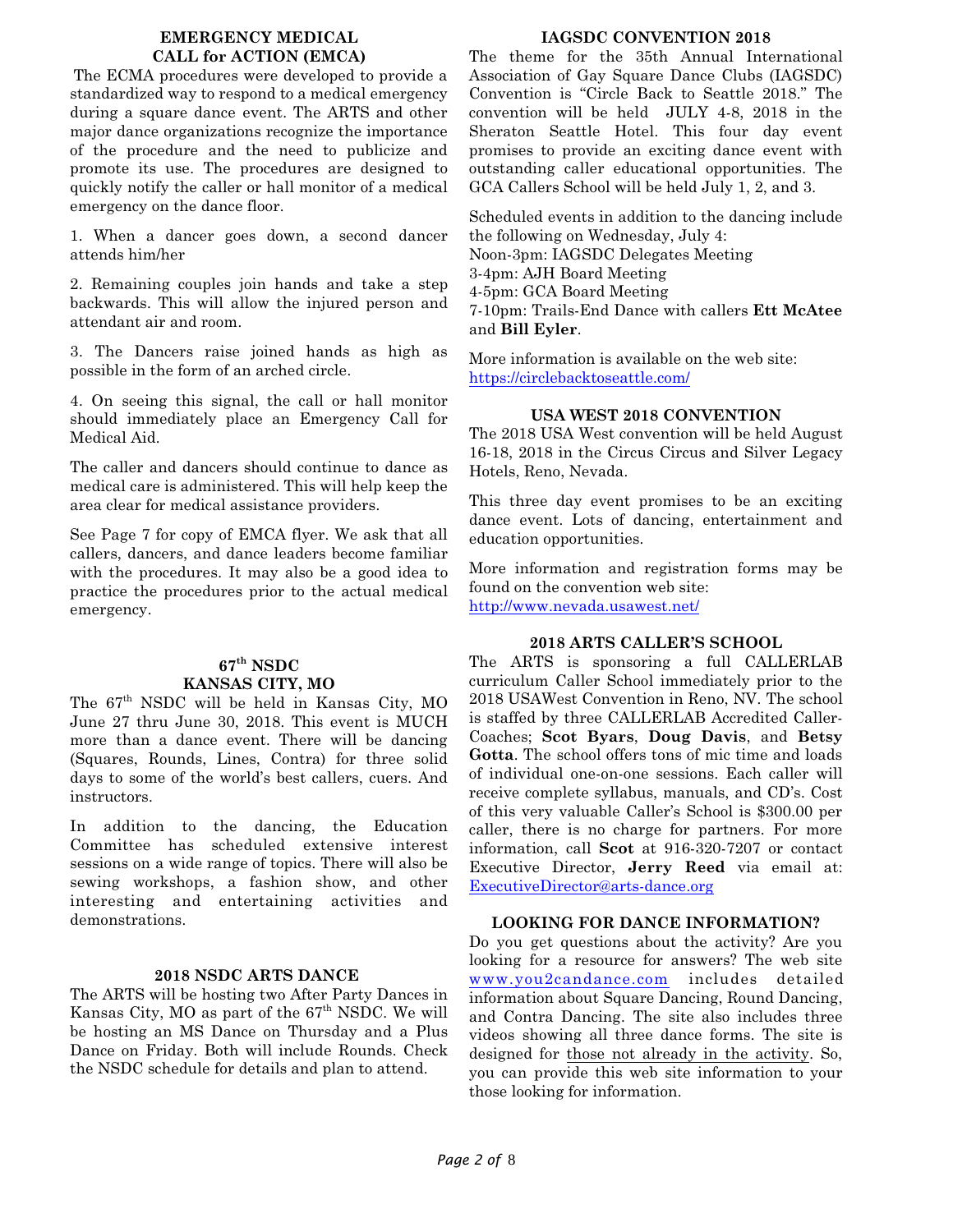## EMERGENCY MEDICAL CALL for ACTION (EMCA)

The ECMA procedures were developed to provide a standardized way to respond to a medical emergency during a square dance event. The ARTS and other major dance organizations recognize the importance of the procedure and the need to publicize and promote its use. The procedures are designed to quickly notify the caller or hall monitor of a medical emergency on the dance floor.

1. When a dancer goes down, a second dancer attends him/her

2. Remaining couples join hands and take a step backwards. This will allow the injured person and attendant air and room.

3. The Dancers raise joined hands as high as possible in the form of an arched circle.

4. On seeing this signal, the call or hall monitor should immediately place an Emergency Call for Medical Aid.

The caller and dancers should continue to dance as medical care is administered. This will help keep the area clear for medical assistance providers.

See Page 7 for copy of EMCA flyer. We ask that all callers, dancers, and dance leaders become familiar with the procedures. It may also be a good idea to practice the procedures prior to the actual medical emergency.

## 67th NSDC KANSAS CITY, MO

The 67th NSDC will be held in Kansas City, MO June 27 thru June 30, 2018. This event is MUCH more than a dance event. There will be dancing (Squares, Rounds, Lines, Contra) for three solid days to some of the world's best callers, cuers. And instructors.

In addition to the dancing, the Education Committee has scheduled extensive interest sessions on a wide range of topics. There will also be sewing workshops, a fashion show, and other interesting and entertaining activities and demonstrations.

## 2018 NSDC ARTS DANCE

The ARTS will be hosting two After Party Dances in Kansas City, MO as part of the 67th NSDC. We will be hosting an MS Dance on Thursday and a Plus Dance on Friday. Both will include Rounds. Check the NSDC schedule for details and plan to attend.

## IAGSDC CONVENTION 2018

The theme for the 35th Annual International Association of Gay Square Dance Clubs (IAGSDC) Convention is "Circle Back to Seattle 2018." The convention will be held JULY 4-8, 2018 in the Sheraton Seattle Hotel. This four day event promises to provide an exciting dance event with outstanding caller educational opportunities. The GCA Callers School will be held July 1, 2, and 3.

Scheduled events in addition to the dancing include the following on Wednesday, July 4:
Noon-3pm: IAGSDC Delegates Meeting
3-4pm: AJH Board Meeting
4-5pm: GCA Board Meeting
7-10pm: Trails-End Dance with callers **Ett McAtee** and **Bill Eyler**.

More information is available on the web site:
https://circlebacktoseattle.com/

## USA WEST 2018 CONVENTION

The 2018 USA West convention will be held August 16-18, 2018 in the Circus Circus and Silver Legacy Hotels, Reno, Nevada.

This three day event promises to be an exciting dance event. Lots of dancing, entertainment and education opportunities.

More information and registration forms may be found on the convention web site:
http://www.nevada.usawest.net/

## 2018 ARTS CALLER'S SCHOOL

The ARTS is sponsoring a full CALLERLAB curriculum Caller School immediately prior to the 2018 USAWest Convention in Reno, NV. The school is staffed by three CALLERLAB Accredited Caller-Coaches; **Scot Byars**, **Doug Davis**, and **Betsy Gotta**. The school offers tons of mic time and loads of individual one-on-one sessions. Each caller will receive complete syllabus, manuals, and CD's. Cost of this very valuable Caller's School is $300.00 per caller, there is no charge for partners. For more information, call **Scot** at 916-320-7207 or contact Executive Director, **Jerry Reed** via email at: ExecutiveDirector@arts-dance.org

## LOOKING FOR DANCE INFORMATION?

Do you get questions about the activity? Are you looking for a resource for answers? The web site www.you2candance.com includes detailed information about Square Dancing, Round Dancing, and Contra Dancing. The site also includes three videos showing all three dance forms. The site is designed for those not already in the activity. So, you can provide this web site information to your those looking for information.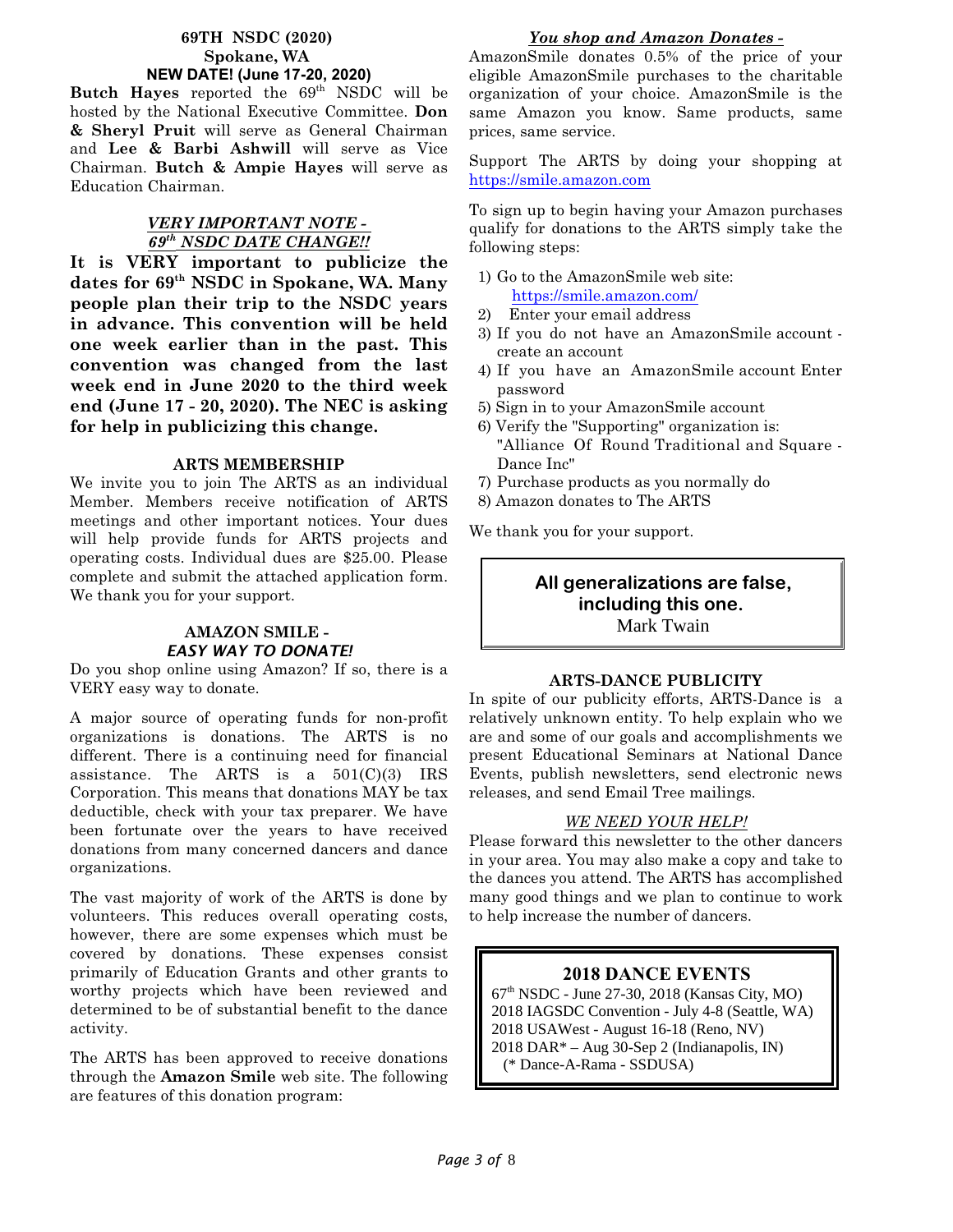## 69TH NSDC (2020)
## Spokane, WA
## NEW DATE! (June 17-20, 2020)

**Butch Hayes** reported the 69th NSDC will be hosted by the National Executive Committee. **Don & Sheryl Pruit** will serve as General Chairman and **Lee & Barbi Ashwill** will serve as Vice Chairman. **Butch & Ampie Hayes** will serve as Education Chairman.

### *VERY IMPORTANT NOTE - 69th NSDC DATE CHANGE!!*

**It is VERY important to publicize the dates for 69th NSDC in Spokane, WA. Many people plan their trip to the NSDC years in advance. This convention will be held one week earlier than in the past. This convention was changed from the last week end in June 2020 to the third week end (June 17 - 20, 2020). The NEC is asking for help in publicizing this change.**

### ARTS MEMBERSHIP

We invite you to join The ARTS as an individual Member. Members receive notification of ARTS meetings and other important notices. Your dues will help provide funds for ARTS projects and operating costs. Individual dues are $25.00. Please complete and submit the attached application form. We thank you for your support.

### AMAZON SMILE - *EASY WAY TO DONATE!*

Do you shop online using Amazon? If so, there is a VERY easy way to donate.

A major source of operating funds for non-profit organizations is donations. The ARTS is no different. There is a continuing need for financial assistance. The ARTS is a 501(C)(3) IRS Corporation. This means that donations MAY be tax deductible, check with your tax preparer. We have been fortunate over the years to have received donations from many concerned dancers and dance organizations.

The vast majority of work of the ARTS is done by volunteers. This reduces overall operating costs, however, there are some expenses which must be covered by donations. These expenses consist primarily of Education Grants and other grants to worthy projects which have been reviewed and determined to be of substantial benefit to the dance activity.

The ARTS has been approved to receive donations through the **Amazon Smile** web site. The following are features of this donation program:

### *You shop and Amazon Donates -*

AmazonSmile donates 0.5% of the price of your eligible AmazonSmile purchases to the charitable organization of your choice. AmazonSmile is the same Amazon you know. Same products, same prices, same service.

Support The ARTS by doing your shopping at https://smile.amazon.com

To sign up to begin having your Amazon purchases qualify for donations to the ARTS simply take the following steps:

1) Go to the AmazonSmile web site: https://smile.amazon.com/
2) Enter your email address
3) If you do not have an AmazonSmile account - create an account
4) If you have an AmazonSmile account Enter password
5) Sign in to your AmazonSmile account
6) Verify the "Supporting" organization is: "Alliance Of Round Traditional and Square - Dance Inc"
7) Purchase products as you normally do
8) Amazon donates to The ARTS

We thank you for your support.

> **All generalizations are false, including this one.**
> Mark Twain

### ARTS-DANCE PUBLICITY

In spite of our publicity efforts, ARTS-Dance is a relatively unknown entity. To help explain who we are and some of our goals and accomplishments we present Educational Seminars at National Dance Events, publish newsletters, send electronic news releases, and send Email Tree mailings.

### *WE NEED YOUR HELP!*

Please forward this newsletter to the other dancers in your area. You may also make a copy and take to the dances you attend. The ARTS has accomplished many good things and we plan to continue to work to help increase the number of dancers.

### 2018 DANCE EVENTS

67th NSDC - June 27-30, 2018 (Kansas City, MO)
2018 IAGSDC Convention - July 4-8 (Seattle, WA)
2018 USAWest - August 16-18 (Reno, NV)
2018 DAR* – Aug 30-Sep 2 (Indianapolis, IN)
(* Dance-A-Rama - SSDUSA)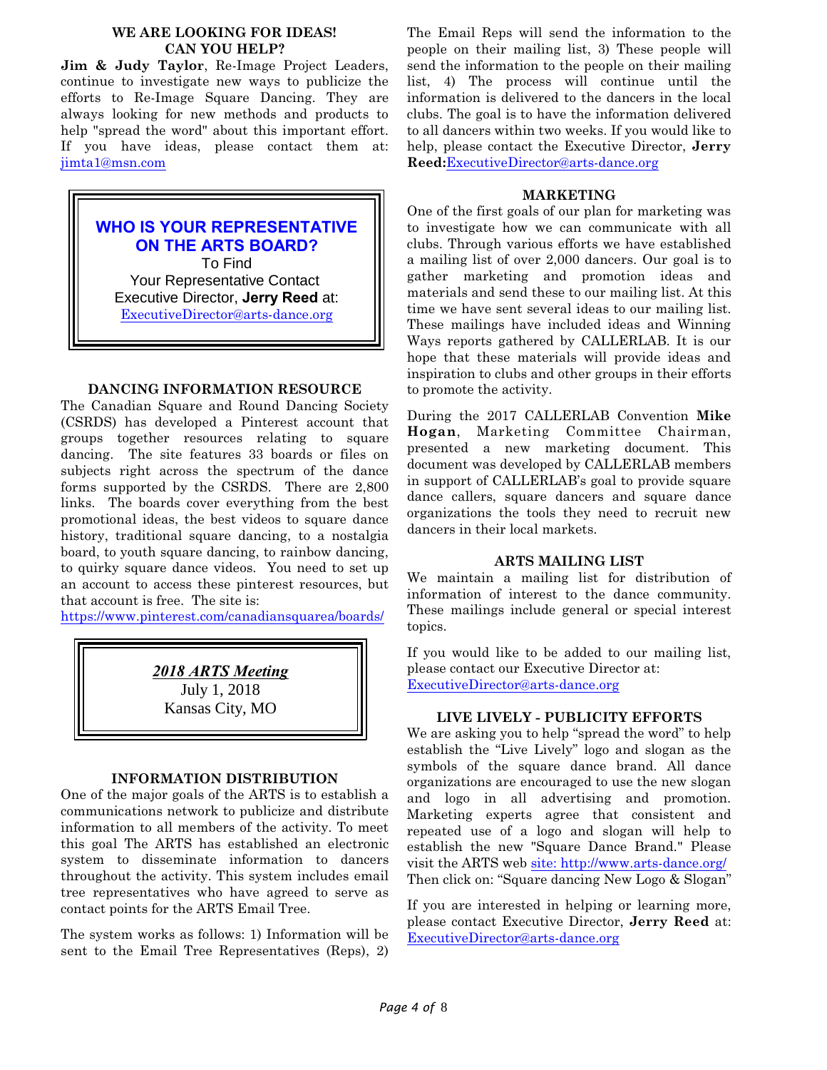## WE ARE LOOKING FOR IDEAS! CAN YOU HELP?

**Jim & Judy Taylor**, Re-Image Project Leaders, continue to investigate new ways to publicize the efforts to Re-Image Square Dancing. They are always looking for new methods and products to help "spread the word" about this important effort. If you have ideas, please contact them at: jimta1@msn.com

> **WHO IS YOUR REPRESENTATIVE ON THE ARTS BOARD?**
>
> To Find
> Your Representative Contact
> Executive Director, **Jerry Reed** at:
> ExecutiveDirector@arts-dance.org

## DANCING INFORMATION RESOURCE

The Canadian Square and Round Dancing Society (CSRDS) has developed a Pinterest account that groups together resources relating to square dancing. The site features 33 boards or files on subjects right across the spectrum of the dance forms supported by the CSRDS. There are 2,800 links. The boards cover everything from the best promotional ideas, the best videos to square dance history, traditional square dancing, to a nostalgia board, to youth square dancing, to rainbow dancing, to quirky square dance videos. You need to set up an account to access these pinterest resources, but that account is free. The site is:
https://www.pinterest.com/canadiansquarea/boards/

> ***2018 ARTS Meeting***
>
> July 1, 2018
> Kansas City, MO

## INFORMATION DISTRIBUTION

One of the major goals of the ARTS is to establish a communications network to publicize and distribute information to all members of the activity. To meet this goal The ARTS has established an electronic system to disseminate information to dancers throughout the activity. This system includes email tree representatives who have agreed to serve as contact points for the ARTS Email Tree.

The system works as follows: 1) Information will be sent to the Email Tree Representatives (Reps), 2) The Email Reps will send the information to the people on their mailing list, 3) These people will send the information to the people on their mailing list, 4) The process will continue until the information is delivered to the dancers in the local clubs. The goal is to have the information delivered to all dancers within two weeks. If you would like to help, please contact the Executive Director, **Jerry Reed:**ExecutiveDirector@arts-dance.org

## MARKETING

One of the first goals of our plan for marketing was to investigate how we can communicate with all clubs. Through various efforts we have established a mailing list of over 2,000 dancers. Our goal is to gather marketing and promotion ideas and materials and send these to our mailing list. At this time we have sent several ideas to our mailing list. These mailings have included ideas and Winning Ways reports gathered by CALLERLAB. It is our hope that these materials will provide ideas and inspiration to clubs and other groups in their efforts to promote the activity.

During the 2017 CALLERLAB Convention **Mike Hogan**, Marketing Committee Chairman, presented a new marketing document. This document was developed by CALLERLAB members in support of CALLERLAB's goal to provide square dance callers, square dancers and square dance organizations the tools they need to recruit new dancers in their local markets.

## ARTS MAILING LIST

We maintain a mailing list for distribution of information of interest to the dance community. These mailings include general or special interest topics.

If you would like to be added to our mailing list, please contact our Executive Director at:
ExecutiveDirector@arts-dance.org

## LIVE LIVELY - PUBLICITY EFFORTS

We are asking you to help "spread the word" to help establish the "Live Lively" logo and slogan as the symbols of the square dance brand. All dance organizations are encouraged to use the new slogan and logo in all advertising and promotion. Marketing experts agree that consistent and repeated use of a logo and slogan will help to establish the new "Square Dance Brand." Please visit the ARTS web site: http://www.arts-dance.org/
Then click on: "Square dancing New Logo & Slogan"

If you are interested in helping or learning more, please contact Executive Director, **Jerry Reed** at:
ExecutiveDirector@arts-dance.org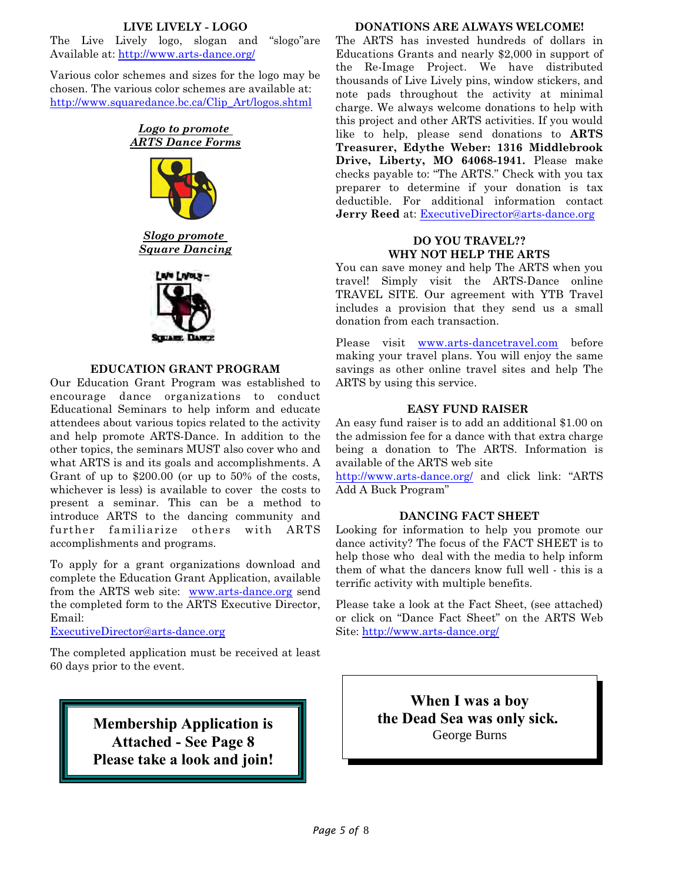## LIVE LIVELY - LOGO

The Live Lively logo, slogan and "slogo"are Available at: http://www.arts-dance.org/

Various color schemes and sizes for the logo may be chosen. The various color schemes are available at: http://www.squaredance.bc.ca/Clip_Art/logos.shtml

***Logo to promote ARTS Dance Forms***

***Slogo promote Square Dancing***

## EDUCATION GRANT PROGRAM

Our Education Grant Program was established to encourage dance organizations to conduct Educational Seminars to help inform and educate attendees about various topics related to the activity and help promote ARTS-Dance. In addition to the other topics, the seminars MUST also cover who and what ARTS is and its goals and accomplishments. A Grant of up to $200.00 (or up to 50% of the costs, whichever is less) is available to cover the costs to present a seminar. This can be a method to introduce ARTS to the dancing community and further familiarize others with ARTS accomplishments and programs.

To apply for a grant organizations download and complete the Education Grant Application, available from the ARTS web site: www.arts-dance.org send the completed form to the ARTS Executive Director, Email: ExecutiveDirector@arts-dance.org

The completed application must be received at least 60 days prior to the event.

**Membership Application is Attached - See Page 8**
**Please take a look and join!**

## DONATIONS ARE ALWAYS WELCOME!

The ARTS has invested hundreds of dollars in Educations Grants and nearly $2,000 in support of the Re-Image Project. We have distributed thousands of Live Lively pins, window stickers, and note pads throughout the activity at minimal charge. We always welcome donations to help with this project and other ARTS activities. If you would like to help, please send donations to **ARTS Treasurer, Edythe Weber: 1316 Middlebrook Drive, Liberty, MO 64068-1941.** Please make checks payable to: "The ARTS." Check with you tax preparer to determine if your donation is tax deductible. For additional information contact **Jerry Reed** at: ExecutiveDirector@arts-dance.org

## DO YOU TRAVEL?? WHY NOT HELP THE ARTS

You can save money and help The ARTS when you travel! Simply visit the ARTS-Dance online TRAVEL SITE. Our agreement with YTB Travel includes a provision that they send us a small donation from each transaction.

Please visit www.arts-dancetravel.com before making your travel plans. You will enjoy the same savings as other online travel sites and help The ARTS by using this service.

## EASY FUND RAISER

An easy fund raiser is to add an additional $1.00 on the admission fee for a dance with that extra charge being a donation to The ARTS. Information is available of the ARTS web site http://www.arts-dance.org/ and click link: "ARTS Add A Buck Program"

## DANCING FACT SHEET

Looking for information to help you promote our dance activity? The focus of the FACT SHEET is to help those who deal with the media to help inform them of what the dancers know full well - this is a terrific activity with multiple benefits.

Please take a look at the Fact Sheet, (see attached) or click on "Dance Fact Sheet" on the ARTS Web Site: http://www.arts-dance.org/

**When I was a boy**
**the Dead Sea was only sick.**
George Burns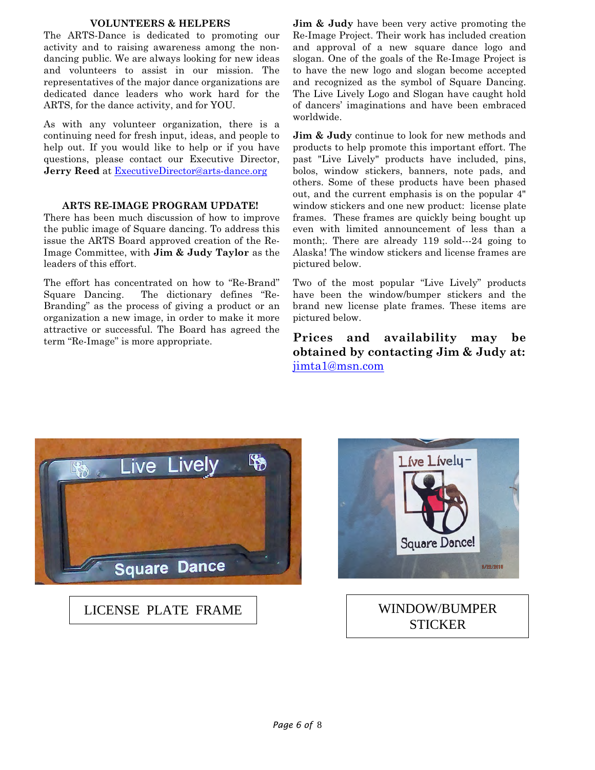### VOLUNTEERS & HELPERS

The ARTS-Dance is dedicated to promoting our activity and to raising awareness among the non-dancing public. We are always looking for new ideas and volunteers to assist in our mission. The representatives of the major dance organizations are dedicated dance leaders who work hard for the ARTS, for the dance activity, and for YOU.

As with any volunteer organization, there is a continuing need for fresh input, ideas, and people to help out. If you would like to help or if you have questions, please contact our Executive Director, **Jerry Reed** at ExecutiveDirector@arts-dance.org

### ARTS RE-IMAGE PROGRAM UPDATE!

There has been much discussion of how to improve the public image of Square dancing. To address this issue the ARTS Board approved creation of the Re-Image Committee, with **Jim & Judy Taylor** as the leaders of this effort.

The effort has concentrated on how to "Re-Brand" Square Dancing. The dictionary defines "Re-Branding" as the process of giving a product or an organization a new image, in order to make it more attractive or successful. The Board has agreed the term "Re-Image" is more appropriate.

**Jim & Judy** have been very active promoting the Re-Image Project. Their work has included creation and approval of a new square dance logo and slogan. One of the goals of the Re-Image Project is to have the new logo and slogan become accepted and recognized as the symbol of Square Dancing. The Live Lively Logo and Slogan have caught hold of dancers' imaginations and have been embraced worldwide.

**Jim & Judy** continue to look for new methods and products to help promote this important effort. The past "Live Lively" products have included, pins, bolos, window stickers, banners, note pads, and others. Some of these products have been phased out, and the current emphasis is on the popular 4" window stickers and one new product: license plate frames. These frames are quickly being bought up even with limited announcement of less than a month;. There are already 119 sold---24 going to Alaska! The window stickers and license frames are pictured below.

Two of the most popular "Live Lively" products have been the window/bumper stickers and the brand new license plate frames. These items are pictured below.

**Prices and availability may be obtained by contacting Jim & Judy at:** jimta1@msn.com

LICENSE PLATE FRAME

WINDOW/BUMPER STICKER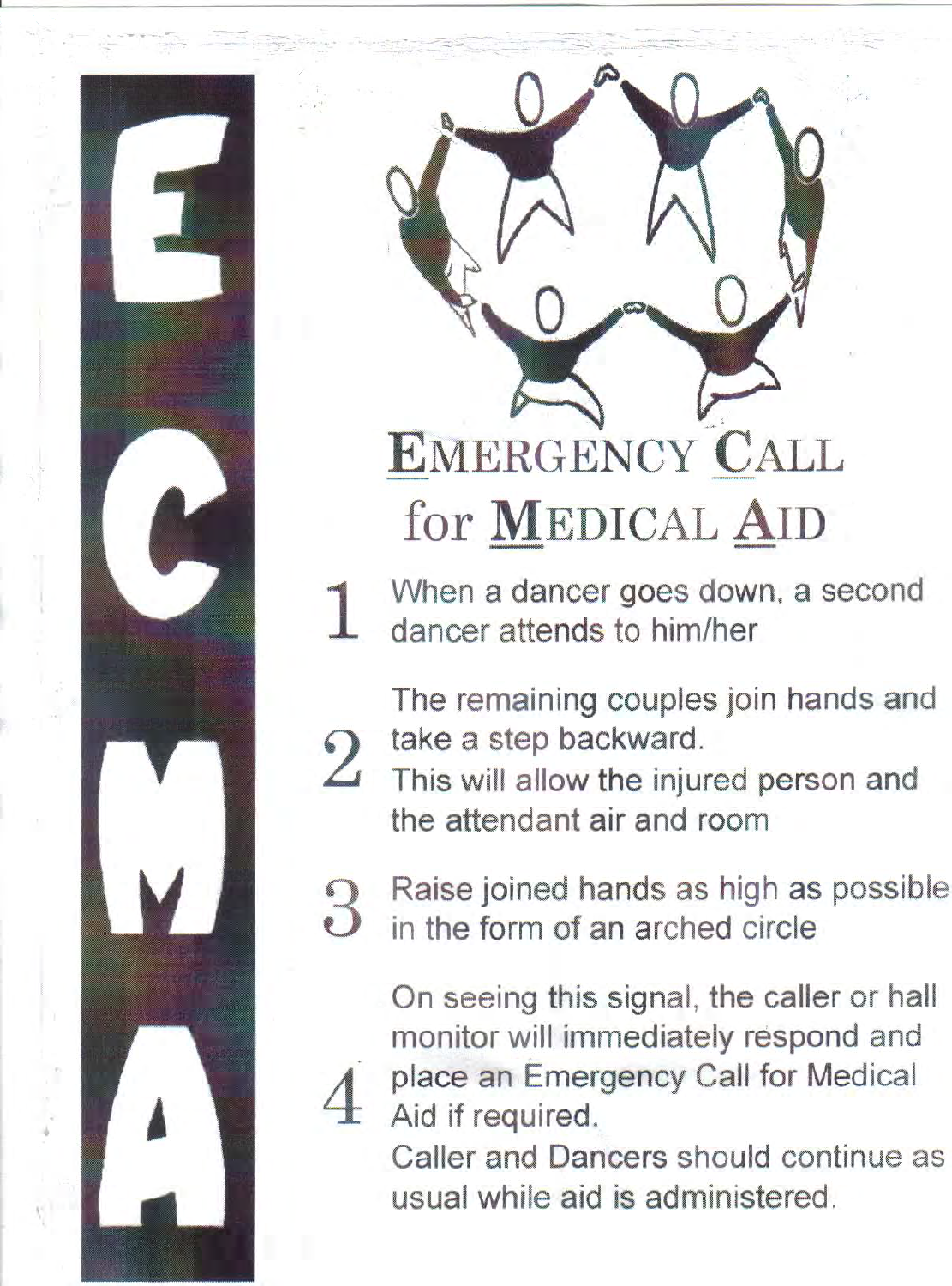E
C
M
A

# Emergency Call for Medical Aid

1. When a dancer goes down, a second dancer attends to him/her

2. The remaining couples join hands and take a step backward.
   This will allow the injured person and the attendant air and room

3. Raise joined hands as high as possible in the form of an arched circle

4. On seeing this signal, the caller or hall monitor will immediately respond and place an Emergency Call for Medical Aid if required.
   Caller and Dancers should continue as usual while aid is administered.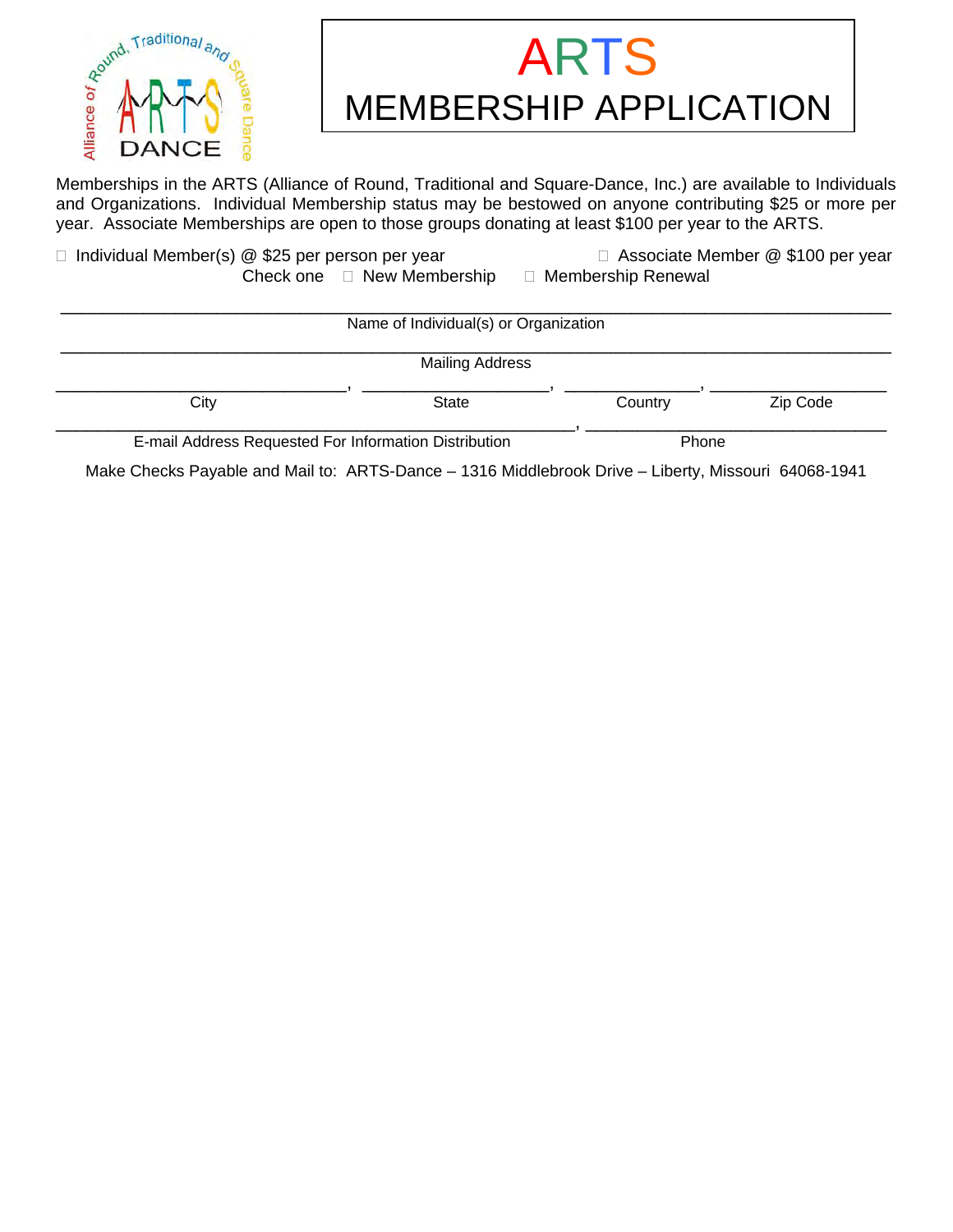# ARTS MEMBERSHIP APPLICATION

Memberships in the ARTS (Alliance of Round, Traditional and Square-Dance, Inc.) are available to Individuals and Organizations. Individual Membership status may be bestowed on anyone contributing $25 or more per year. Associate Memberships are open to those groups donating at least $100 per year to the ARTS.

☐ Individual Member(s) @ $25 per person per year ☐ Associate Member @ $100 per year

Check one ☐ New Membership ☐ Membership Renewal

______________________________________________________________________________
Name of Individual(s) or Organization

______________________________________________________________________________
Mailing Address

__________________________, ________________, ____________, ______________
City, State, Country, Zip Code

_______________________________________________, ___________________________
E-mail Address Requested For Information Distribution, Phone

Make Checks Payable and Mail to: ARTS-Dance – 1316 Middlebrook Drive – Liberty, Missouri 64068-1941